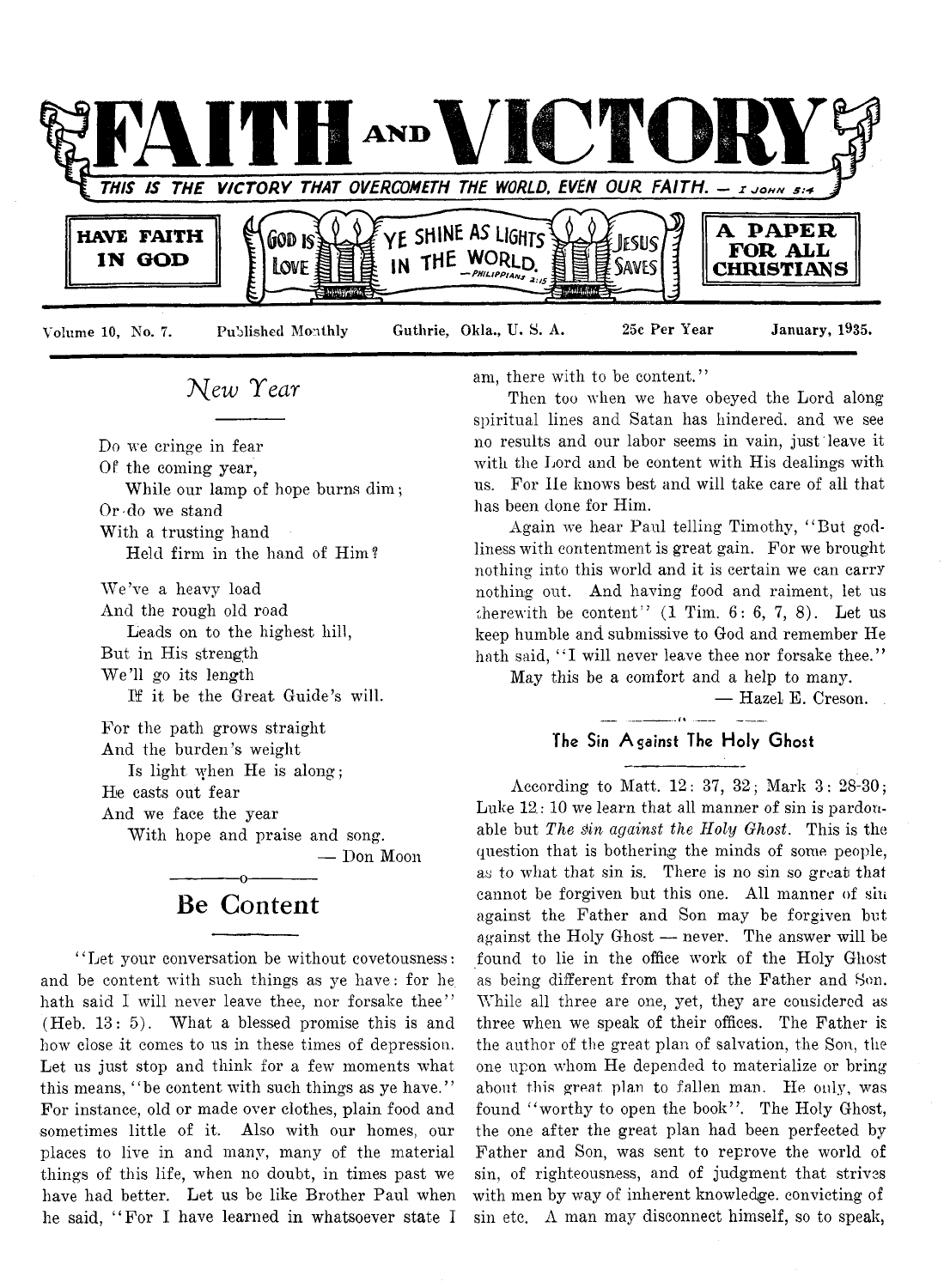# FAITH AND VICTORY

THIS IS THE VICTORY THAT OVERCOMETH THE WORLD, EVEN OUR FAITH. — I JOHN 5:4

HAVE FAITH IN GOD | GOD IS LOVE | YE SHINE AS LIGHTS IN THE WORLD. —PHILIPPIANS 2:15 | JESUS SAVES | A PAPER FOR ALL CHRISTIANS

Volume 10, No. 7. Published Monthly Guthrie, Okla., U. S. A. 25c Per Year January, 1935.

## New Year

Do we cringe in fear
Of the coming year,
While our lamp of hope burns dim;
Or do we stand
With a trusting hand
Held firm in the hand of Him?

We've a heavy load
And the rough old road
Leads on to the highest hill,
But in His strength
We'll go its length
If it be the Great Guide's will.

For the path grows straight
And the burden's weight
Is light when He is along;
He casts out fear
And we face the year
With hope and praise and song.

— Don Moon

## Be Content

"Let your conversation be without covetousness: and be content with such things as ye have: for he hath said I will never leave thee, nor forsake thee" (Heb. 13: 5). What a blessed promise this is and how close it comes to us in these times of depression. Let us just stop and think for a few moments what this means, "be content with such things as ye have." For instance, old or made over clothes, plain food and sometimes little of it. Also with our homes, our places to live in and many, many of the material things of this life, when no doubt, in times past we have had better. Let us be like Brother Paul when he said, "For I have learned in whatsoever state I am, there with to be content."

Then too when we have obeyed the Lord along spiritual lines and Satan has hindered. and we see no results and our labor seems in vain, just leave it with the Lord and be content with His dealings with us. For He knows best and will take care of all that has been done for Him.

Again we hear Paul telling Timothy, "But godliness with contentment is great gain. For we brought nothing into this world and it is certain we can carry nothing out. And having food and raiment, let us therewith be content" (1 Tim. 6: 6, 7, 8). Let us keep humble and submissive to God and remember He hath said, "I will never leave thee nor forsake thee."

May this be a comfort and a help to many.

— Hazel E. Creson.

## The Sin Against The Holy Ghost

According to Matt. 12: 37, 32; Mark 3: 28-30; Luke 12: 10 we learn that all manner of sin is pardonable but *The Sin against the Holy Ghost.* This is the question that is bothering the minds of some people, as to what that sin is. There is no sin so great that cannot be forgiven but this one. All manner of sin against the Father and Son may be forgiven but against the Holy Ghost — never. The answer will be found to lie in the office work of the Holy Ghost as being different from that of the Father and Son. While all three are one, yet, they are considered as three when we speak of their offices. The Father is the author of the great plan of salvation, the Son, the one upon whom He depended to materialize or bring about this great plan to fallen man. He only, was found "worthy to open the book". The Holy Ghost, the one after the great plan had been perfected by Father and Son, was sent to reprove the world of sin, of righteousness, and of judgment that strives with men by way of inherent knowledge. convicting of sin etc. A man may disconnect himself, so to speak,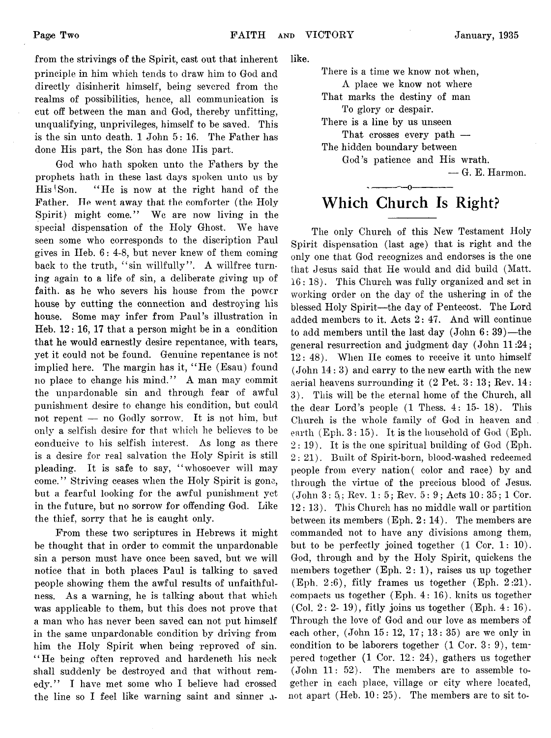from the strivings of the Spirit, cast out that inherent principle in him which tends to draw him to God and directly disinherit himself, being severed from the realms of possibilities, hence, all communication is cut off between the man and God, thereby unfitting, unqualifying, unprivileges, himself to be saved. This is the sin unto death. 1 John 5: 16. The Father has done His part, the Son has done His part.

God who hath spoken unto the Fathers by the prophets hath in these last days spoken unto us by His Son. "He is now at the right hand of the Father. He went away that the comforter (the Holy Spirit) might come." We are now living in the special dispensation of the Holy Ghost. We have seen some who corresponds to the discription Paul gives in Heb. 6: 4-8, but never knew of them coming back to the truth, "sin willfully". A willfree turning again to a life of sin, a deliberate giving up of faith. as he who severs his house from the power house by cutting the connection and destroying his house. Some may infer from Paul's illustration in Heb. 12: 16, 17 that a person might be in a condition that he would earnestly desire repentance, with tears, yet it could not be found. Genuine repentance is not implied here. The margin has it, "He (Esau) found no place to change his mind." A man may commit the unpardonable sin and through fear of awful punishment desire to change his condition, but could not repent — no Godly sorrow. It is not him, but only a selfish desire for that which he believes to be conducive to his selfish interest. As long as there is a desire for real salvation the Holy Spirit is still pleading. It is safe to say, "whosoever will may come." Striving ceases when the Holy Spirit is gone, but a fearful looking for the awful punishment yet in the future, but no sorrow for offending God. Like the thief, sorry that he is caught only.

From these two scriptures in Hebrews it might be thought that in order to commit the unpardonable sin a person must have once been saved, but we will notice that in both places Paul is talking to saved people showing them the awful results of unfaithfulness. As a warning, he is talking about that which was applicable to them, but this does not prove that a man who has never been saved can not put himself in the same unpardonable condition by driving from him the Holy Spirit when being reproved of sin. "He being often reproved and hardeneth his neck shall suddenly be destroyed and that without remedy." I have met some who I believe had crossed the line so I feel like warning saint and sinner alike.

There is a time we know not when,
A place we know not where
That marks the destiny of man
To glory or despair.
There is a line by us unseen
That crosses every path —
The hidden boundary between
God's patience and His wrath.

— G. E. Harmon.

# Which Church Is Right?

The only Church of this New Testament Holy Spirit dispensation (last age) that is right and the only one that God recognizes and endorses is the one that Jesus said that He would and did build (Matt. 16: 18). This Church was fully organized and set in working order on the day of the ushering in of the blessed Holy Spirit—the day of Pentecost. The Lord added members to it. Acts 2: 47. And will continue to add members until the last day (John 6: 39)—the general resurrection and judgment day (John 11:24; 12: 48). When He comes to receive it unto himself (John 14: 3) and carry to the new earth with the new aerial heavens surrounding it (2 Pet. 3: 13; Rev. 14: 3). This will be the eternal home of the Church, all the dear Lord's people (1 Thess. 4: 15- 18). This Church is the whole family of God in heaven and earth (Eph. 3: 15). It is the household of God (Eph. 2: 19). It is the one spiritual building of God (Eph. 2: 21). Built of Spirit-born, blood-washed redeemed people from every nation( color and race) by and through the virtue of the precious blood of Jesus. (John 3: 5; Rev. 1: 5; Rev. 5: 9; Acts 10: 35; 1 Cor. 12: 13). This Church has no middle wall or partition between its members (Eph. 2: 14). The members are commanded not to have any divisions among them, but to be perfectly joined together (1 Cor. 1: 10). God, through and by the Holy Spirit, quickens the members together (Eph. 2: 1), raises us up together (Eph. 2:6), fitly frames us together (Eph. 2:21). compacts us together (Eph. 4: 16). knits us together (Col. 2: 2- 19), fitly joins us together (Eph. 4: 16). Through the love of God and our love as members of each other, (John 15: 12, 17; 13: 35) are we only in condition to be laborers together (1 Cor. 3: 9), tempered together (1 Cor. 12: 24), gathers us together (John 11: 52). The members are to assemble together in each place, village or city where located, not apart (Heb. 10: 25). The members are to sit to-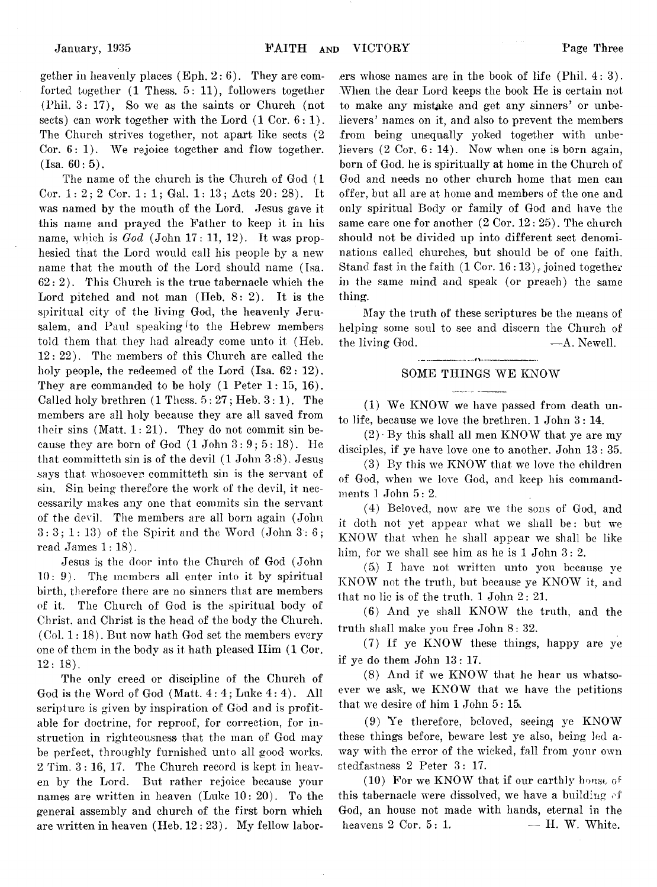gether in heavenly places (Eph. 2: 6). They are comforted together (1 Thess. 5: 11), followers together (Phil. 3: 17), So we as the saints or Church (not sects) can work together with the Lord (1 Cor. 6: 1). The Church strives together, not apart like sects (2 Cor. 6: 1). We rejoice together and flow together. (Isa. 60: 5).

The name of the church is the Church of God (1 Cor. 1: 2; 2 Cor. 1: 1; Gal. 1: 13; Acts 20: 28). It was named by the mouth of the Lord. Jesus gave it this name and prayed the Father to keep it in his name, which is *God* (John 17: 11, 12). It was prophesied that the Lord would call his people by a new name that the mouth of the Lord should name (Isa. 62: 2). This Church is the true tabernacle which the Lord pitched and not man (Heb. 8: 2). It is the spiritual city of the living God, the heavenly Jerusalem, and Paul speaking to the Hebrew members told them that they had already come unto it (Heb. 12: 22). The members of this Church are called the holy people, the redeemed of the Lord (Isa. 62: 12). They are commanded to be holy (1 Peter 1: 15, 16). Called holy brethren (1 Thess. 5: 27; Heb. 3: 1). The members are all holy because they are all saved from their sins (Matt. 1: 21). They do not commit sin because they are born of God (1 John 3: 9; 5: 18). He that committeth sin is of the devil (1 John 3 :8). Jesus says that whosoever committeth sin is the servant of sin. Sin being therefore the work of the devil, it neccessarily makes any one that commits sin the servant of the devil. The members are all born again (John 3: 3; 1: 13) of the Spirit and the Word (John 3: 6; read James 1: 18).

Jesus is the door into the Church of God (John 10: 9). The members all enter into it by spiritual birth, therefore there are no sinners that are members of it. The Church of God is the spiritual body of Christ, and Christ is the head of the body the Church. (Col. 1: 18). But now hath God set the members every one of them in the body as it hath pleased Him (1 Cor. 12: 18).

The only creed or discipline of the Church of God is the Word of God (Matt. 4: 4; Luke 4: 4). All scripture is given by inspiration of God and is profitable for doctrine, for reproof, for correction, for instruction in righteousness that the man of God may be perfect, throughly furnished unto all good works. 2 Tim. 3: 16, 17. The Church record is kept in heaven by the Lord. But rather rejoice because your names are written in heaven (Luke 10: 20). To the general assembly and church of the first born which are written in heaven (Heb. 12: 23). My fellow laborers whose names are in the book of life (Phil. 4: 3). When the dear Lord keeps the book He is certain not to make any mistake and get any sinners' or unbelievers' names on it, and also to prevent the members from being unequally yoked together with unbelievers (2 Cor. 6: 14). Now when one is born again, born of God, he is spiritually at home in the Church of God and needs no other church home that men can offer, but all are at home and members of the one and only spiritual Body or family of God and have the same care one for another (2 Cor. 12: 25). The church should not be divided up into different sect denominations called churches, but should be of one faith. Stand fast in the faith (1 Cor. 16: 13), joined together in the same mind and speak (or preach) the same thing.

May the truth of these scriptures be the means of helping some soul to see and discern the Church of the living God. —A. Newell.

## SOME THINGS WE KNOW

(1) We KNOW we have passed from death unto life, because we love the brethren. 1 John 3: 14.

(2) By this shall all men KNOW that ye are my disciples, if ye have love one to another. John 13: 35.

(3) By this we KNOW that we love the children of God, when we love God, and keep his commandments 1 John 5: 2.

(4) Beloved, now are we the sons of God, and it doth not yet appear what we shall be: but we KNOW that when he shall appear we shall be like him, for we shall see him as he is 1 John 3: 2.

(5) I have not written unto you because ye KNOW not the truth, but because ye KNOW it, and that no lie is of the truth. 1 John 2: 21.

(6) And ye shall KNOW the truth, and the truth shall make you free John 8: 32.

(7) If ye KNOW these things, happy are ye if ye do them John 13: 17.

(8) And if we KNOW that he hear us whatsoever we ask, we KNOW that we have the petitions that we desire of him 1 John 5: 15.

(9) Ye therefore, beloved, seeing ye KNOW these things before, beware lest ye also, being led away with the error of the wicked, fall from your own stedfastness 2 Peter 3: 17.

(10) For we KNOW that if our earthly house of this tabernacle were dissolved, we have a building of God, an house not made with hands, eternal in the heavens 2 Cor. 5: 1. — H. W. White.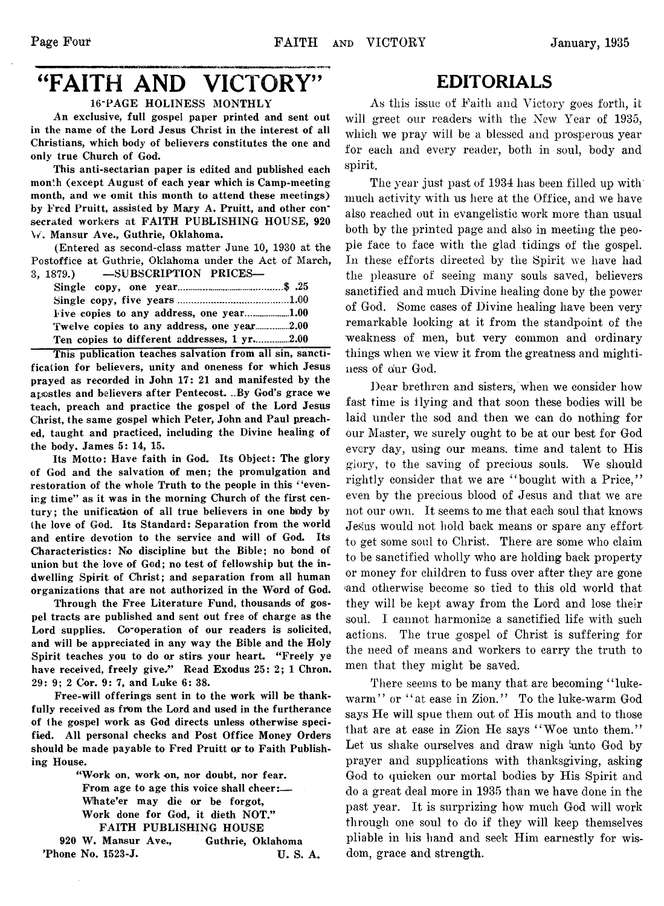# "FAITH AND VICTORY"

**16-PAGE HOLINESS MONTHLY**

**An exclusive, full gospel paper printed and sent out in the name of the Lord Jesus Christ in the interest of all Christians, which body of believers constitutes the one and only true Church of God.**

**This anti-sectarian paper is edited and published each month (except August of each year which is Camp-meeting month, and we omit this month to attend these meetings) by Fred Pruitt, assisted by Mary A. Pruitt, and other consecrated workers at FAITH PUBLISHING HOUSE, 920 W. Mansur Ave., Guthrie, Oklahoma.**

(Entered as second-class matter June 10, 1930 at the Postoffice at Guthrie, Oklahoma under the Act of March, 3, 1879.) —SUBSCRIPTION PRICES—

| | |
|---|---|
| Single copy, one year | $ .25 |
| Single copy, five years | 1.00 |
| Five copies to any address, one year | 1.00 |
| Twelve copies to any address, one year | 2.00 |
| Ten copies to different addresses, 1 yr. | 2.00 |

**This publication teaches salvation from all sin, sanctification for believers, unity and oneness for which Jesus prayed as recorded in John 17: 21 and manifested by the apostles and believers after Pentecost. By God's grace we teach, preach and practice the gospel of the Lord Jesus Christ, the same gospel which Peter, John and Paul preached, taught and practiced, including the Divine healing of the body. James 5: 14, 15.**

**Its Motto: Have faith in God. Its Object: The glory of God and the salvation of men; the promulgation and restoration of the whole Truth to the people in this "evening time" as it was in the morning Church of the first century; the unification of all true believers in one body by the love of God. Its Standard: Separation from the world and entire devotion to the service and will of God. Its Characteristics: No discipline but the Bible; no bond of union but the love of God; no test of fellowship but the indwelling Spirit of Christ; and separation from all human organizations that are not authorized in the Word of God.**

**Through the Free Literature Fund, thousands of gospel tracts are published and sent out free of charge as the Lord supplies. Co-operation of our readers is solicited, and will be appreciated in any way the Bible and the Holy Spirit teaches you to do or stirs your heart. "Freely ye have received, freely give." Read Exodus 25: 2; 1 Chron. 29: 9; 2 Cor. 9: 7, and Luke 6: 38.**

**Free-will offerings sent in to the work will be thankfully received as from the Lord and used in the furtherance of the gospel work as God directs unless otherwise specified. All personal checks and Post Office Money Orders should be made payable to Fred Pruitt or to Faith Publishing House.**

> **"Work on, work on, nor doubt, nor fear.**
> **From age to age this voice shall cheer:—**
> **Whate'er may die or be forgot,**
> **Work done for God, it dieth NOT."**

**FAITH PUBLISHING HOUSE**
**920 W. Mansur Ave., Guthrie, Oklahoma**
**'Phone No. 1523-J. U. S. A.**

# EDITORIALS

As this issue of Faith and Victory goes forth, it will greet our readers with the New Year of 1935, which we pray will be a blessed and prosperous year for each and every reader, both in soul, body and spirit.

The year just past of 1934 has been filled up with much activity with us here at the Office, and we have also reached out in evangelistic work more than usual both by the printed page and also in meeting the people face to face with the glad tidings of the gospel. In these efforts directed by the Spirit we have had the pleasure of seeing many souls saved, believers sanctified and much Divine healing done by the power of God. Some cases of Divine healing have been very remarkable looking at it from the standpoint of the weakness of men, but very common and ordinary things when we view it from the greatness and mightiness of our God.

Dear brethren and sisters, when we consider how fast time is flying and that soon these bodies will be laid under the sod and then we can do nothing for our Master, we surely ought to be at our best for God every day, using our means. time and talent to His glory, to the saving of precious souls. We should rightly consider that we are "bought with a Price," even by the precious blood of Jesus and that we are not our own. It seems to me that each soul that knows Jesus would not hold back means or spare any effort to get some soul to Christ. There are some who claim to be sanctified wholly who are holding back property or money for children to fuss over after they are gone and otherwise become so tied to this old world that they will be kept away from the Lord and lose their soul. I cannot harmonize a sanctified life with such actions. The true gospel of Christ is suffering for the need of means and workers to carry the truth to men that they might be saved.

There seems to be many that are becoming "lukewarm" or "at ease in Zion." To the luke-warm God says He will spue them out of His mouth and to those that are at ease in Zion He says "Woe unto them." Let us shake ourselves and draw nigh unto God by prayer and supplications with thanksgiving, asking God to quicken our mortal bodies by His Spirit and do a great deal more in 1935 than we have done in the past year. It is surprizing how much God will work through one soul to do if they will keep themselves pliable in his hand and seek Him earnestly for wisdom, grace and strength.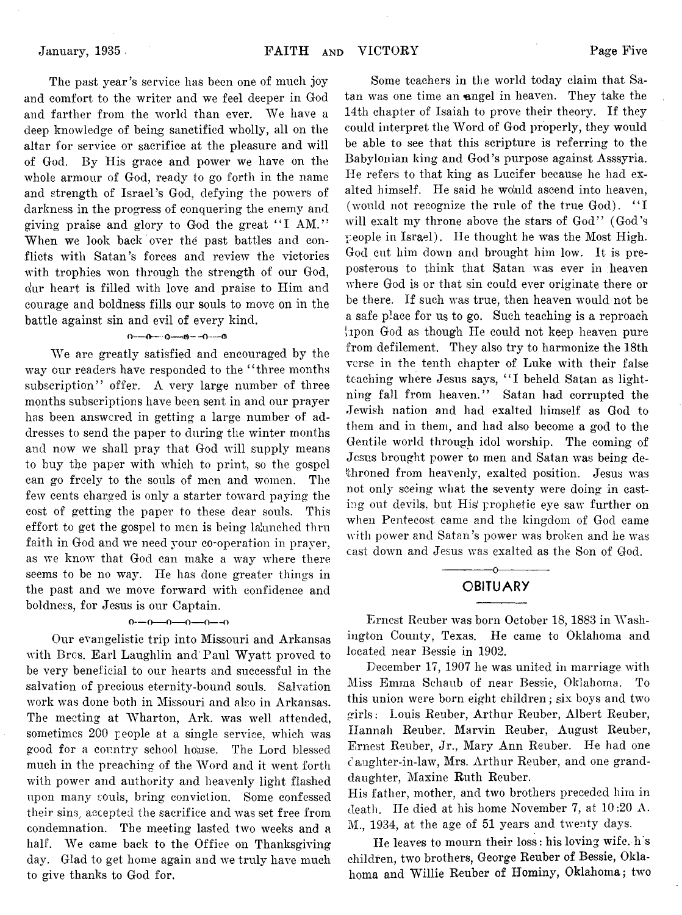The past year's service has been one of much joy and comfort to the writer and we feel deeper in God and farther from the world than ever. We have a deep knowledge of being sanctified wholly, all on the altar for service or sacrifice at the pleasure and will of God. By His grace and power we have on the whole armour of God, ready to go forth in the name and strength of Israel's God, defying the powers of darkness in the progress of conquering the enemy and giving praise and glory to God the great "I AM." When we look back over the past battles and conflicts with Satan's forces and review the victories with trophies won through the strength of our God, our heart is filled with love and praise to Him and courage and boldness fills our souls to move on in the battle against sin and evil of every kind.

o—o—o—o—o—o

We are greatly satisfied and encouraged by the way our readers have responded to the "three months subscription" offer. A very large number of three months subscriptions have been sent in and our prayer has been answered in getting a large number of addresses to send the paper to during the winter months and now we shall pray that God will supply means to buy the paper with which to print, so the gospel can go freely to the souls of men and women. The few cents charged is only a starter toward paying the cost of getting the paper to these dear souls. This effort to get the gospel to men is being launched thru faith in God and we need your co-operation in prayer, as we know that God can make a way where there seems to be no way. He has done greater things in the past and we move forward with confidence and boldness, for Jesus is our Captain.

o—o—o—o—o—o

Our evangelistic trip into Missouri and Arkansas with Bros. Earl Laughlin and Paul Wyatt proved to be very beneficial to our hearts and successful in the salvation of precious eternity-bound souls. Salvation work was done both in Missouri and also in Arkansas. The meeting at Wharton, Ark. was well attended, sometimes 200 people at a single service, which was good for a country school house. The Lord blessed much in the preaching of the Word and it went forth with power and authority and heavenly light flashed upon many souls, bring conviction. Some confessed their sins, accepted the sacrifice and was set free from condemnation. The meeting lasted two weeks and a half. We came back to the Office on Thanksgiving day. Glad to get home again and we truly have much to give thanks to God for.

Some teachers in the world today claim that Satan was one time an angel in heaven. They take the 14th chapter of Isaiah to prove their theory. If they could interpret the Word of God properly, they would be able to see that this scripture is referring to the Babylonian king and God's purpose against Asssyria. He refers to that king as Lucifer because he had exalted himself. He said he would ascend into heaven, (would not recognize the rule of the true God). "I will exalt my throne above the stars of God" (God's people in Israel). He thought he was the Most High. God cut him down and brought him low. It is preposterous to think that Satan was ever in heaven where God is or that sin could ever originate there or be there. If such was true, then heaven would not be a safe place for us to go. Such teaching is a reproach upon God as though He could not keep heaven pure from defilement. They also try to harmonize the 18th verse in the tenth chapter of Luke with their false teaching where Jesus says, "I beheld Satan as lightning fall from heaven." Satan had corrupted the Jewish nation and had exalted himself as God to them and in them, and had also become a god to the Gentile world through idol worship. The coming of Jesus brought power to men and Satan was being dethroned from heavenly, exalted position. Jesus was not only seeing what the seventy were doing in casting out devils, but His prophetic eye saw further on when Pentecost came and the kingdom of God came with power and Satan's power was broken and he was cast down and Jesus was exalted as the Son of God.

## OBITUARY

Ernest Reuber was born October 18, 1883 in Washington County, Texas. He came to Oklahoma and located near Bessie in 1902.

December 17, 1907 he was united in marriage with Miss Emma Schaub of near Bessie, Oklahoma. To this union were born eight children; six boys and two girls: Louis Reuber, Arthur Reuber, Albert Reuber, Hannah Reuber, Marvin Reuber, August Reuber, Ernest Reuber, Jr., Mary Ann Reuber. He had one daughter-in-law, Mrs. Arthur Reuber, and one granddaughter, Maxine Ruth Reuber.

His father, mother, and two brothers preceded him in death. He died at his home November 7, at 10:20 A. M., 1934, at the age of 51 years and twenty days.

He leaves to mourn their loss: his loving wife, his children, two brothers, George Reuber of Bessie, Oklahoma and Willie Reuber of Hominy, Oklahoma; two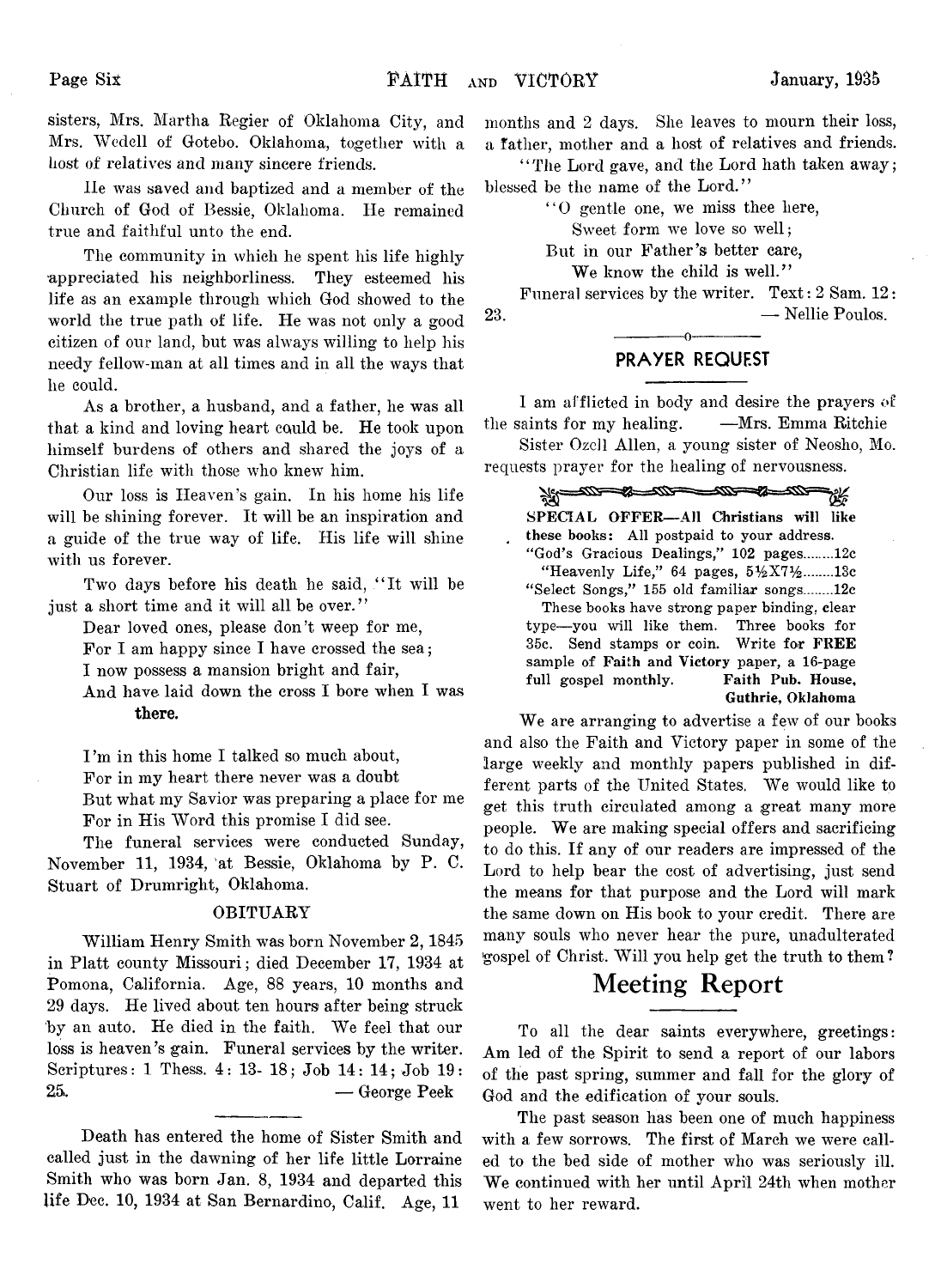sisters, Mrs. Martha Regier of Oklahoma City, and Mrs. Wedell of Gotebo. Oklahoma, together with a host of relatives and many sincere friends.

He was saved and baptized and a member of the Church of God of Bessie, Oklahoma. He remained true and faithful unto the end.

The community in which he spent his life highly appreciated his neighborliness. They esteemed his life as an example through which God showed to the world the true path of life. He was not only a good citizen of our land, but was always willing to help his needy fellow-man at all times and in all the ways that he could.

As a brother, a husband, and a father, he was all that a kind and loving heart could be. He took upon himself burdens of others and shared the joys of a Christian life with those who knew him.

Our loss is Heaven's gain. In his home his life will be shining forever. It will be an inspiration and a guide of the true way of life. His life will shine with us forever.

Two days before his death he said, "It will be just a short time and it will all be over."

Dear loved ones, please don't weep for me,
For I am happy since I have crossed the sea;
I now possess a mansion bright and fair,
And have laid down the cross I bore when I was there.

I'm in this home I talked so much about,
For in my heart there never was a doubt
But what my Savior was preparing a place for me
For in His Word this promise I did see.

The funeral services were conducted Sunday, November 11, 1934, at Bessie, Oklahoma by P. C. Stuart of Drumright, Oklahoma.

### OBITUARY

William Henry Smith was born November 2, 1845 in Platt county Missouri; died December 17, 1934 at Pomona, California. Age, 88 years, 10 months and 29 days. He lived about ten hours after being struck by an auto. He died in the faith. We feel that our loss is heaven's gain. Funeral services by the writer. Scriptures: 1 Thess. 4: 13- 18; Job 14: 14; Job 19: 25. — George Peek

---

Death has entered the home of Sister Smith and called just in the dawning of her life little Lorraine Smith who was born Jan. 8, 1934 and departed this life Dec. 10, 1934 at San Bernardino, Calif. Age, 11 months and 2 days. She leaves to mourn their loss, a father, mother and a host of relatives and friends.

"The Lord gave, and the Lord hath taken away; blessed be the name of the Lord."

"O gentle one, we miss thee here,
Sweet form we love so well;
But in our Father's better care,
We know the child is well."

Funeral services by the writer. Text: 2 Sam. 12: 23. — Nellie Poulos.

## PRAYER REQUEST

I am afflicted in body and desire the prayers of the saints for my healing. —Mrs. Emma Ritchie

Sister Ozell Allen, a young sister of Neosho, Mo. requests prayer for the healing of nervousness.

**SPECIAL OFFER—All Christians will like these books:** All postpaid to your address.
"God's Gracious Dealings," 102 pages........12c
"Heavenly Life," 64 pages, 5½X7½........13c
"Select Songs," 155 old familiar songs........12c
These books have strong paper binding, clear type—you will like them. Three books for 35c. Send stamps or coin. Write **for FREE** sample of **Faith and Victory** paper, a 16-page full gospel monthly. **Faith Pub. House, Guthrie, Oklahoma**

We are arranging to advertise a few of our books and also the Faith and Victory paper in some of the large weekly and monthly papers published in different parts of the United States. We would like to get this truth circulated among a great many more people. We are making special offers and sacrificing to do this. If any of our readers are impressed of the Lord to help bear the cost of advertising, just send the means for that purpose and the Lord will mark the same down on His book to your credit. There are many souls who never hear the pure, unadulterated gospel of Christ. Will you help get the truth to them?

# Meeting Report

To all the dear saints everywhere, greetings: Am led of the Spirit to send a report of our labors of the past spring, summer and fall for the glory of God and the edification of your souls.

The past season has been one of much happiness with a few sorrows. The first of March we were called to the bed side of mother who was seriously ill. We continued with her until April 24th when mother went to her reward.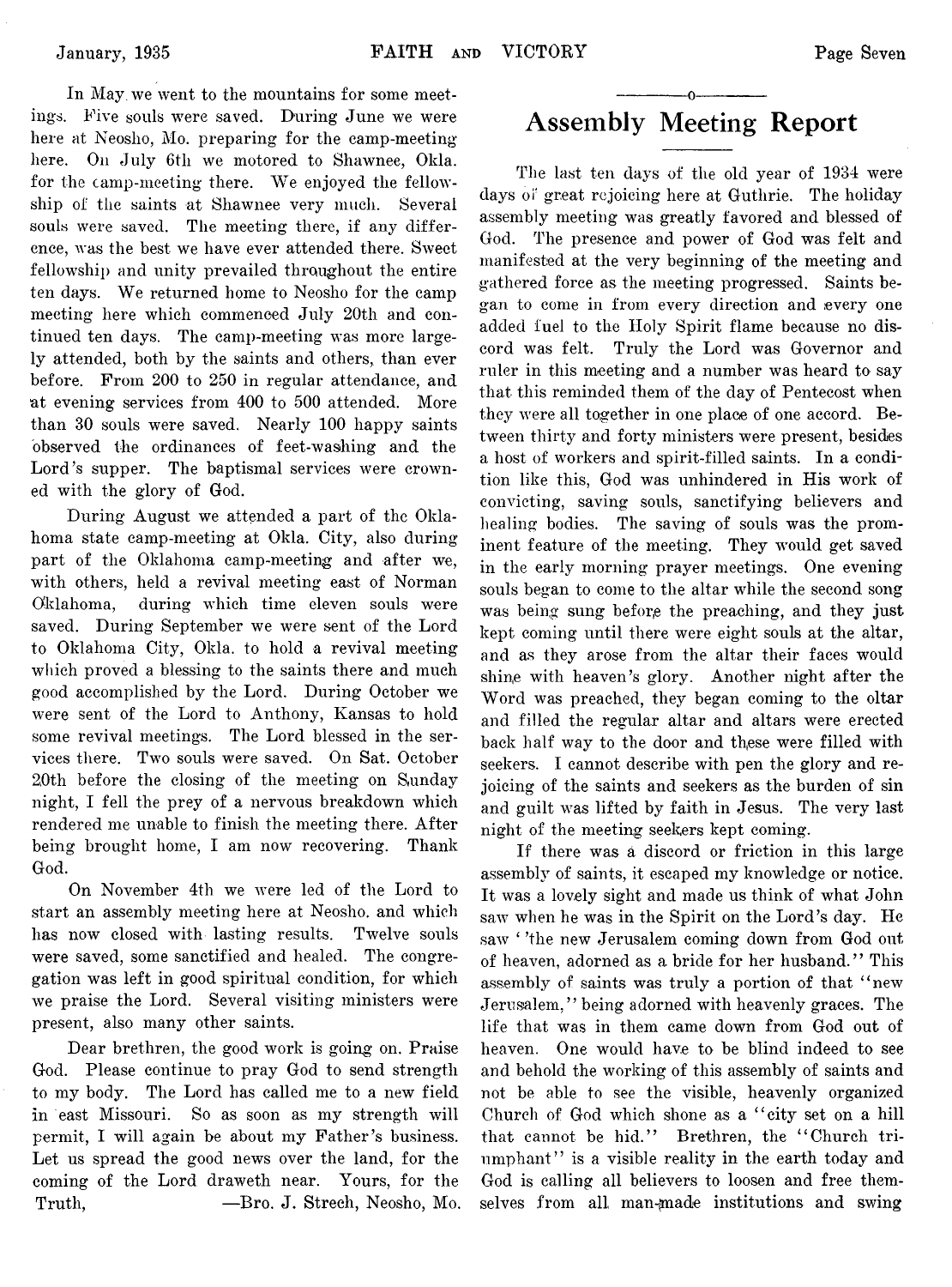In May we went to the mountains for some meetings. Five souls were saved. During June we were here at Neosho, Mo. preparing for the camp-meeting here. On July 6th we motored to Shawnee, Okla. for the camp-meeting there. We enjoyed the fellowship of the saints at Shawnee very much. Several souls were saved. The meeting there, if any difference, was the best we have ever attended there. Sweet fellowship and unity prevailed throughout the entire ten days. We returned home to Neosho for the camp meeting here which commenced July 20th and continued ten days. The camp-meeting was more largely attended, both by the saints and others, than ever before. From 200 to 250 in regular attendance, and at evening services from 400 to 500 attended. More than 30 souls were saved. Nearly 100 happy saints observed the ordinances of feet-washing and the Lord's supper. The baptismal services were crowned with the glory of God.

During August we attended a part of the Oklahoma state camp-meeting at Okla. City, also during part of the Oklahoma camp-meeting and after we, with others, held a revival meeting east of Norman Oklahoma, during which time eleven souls were saved. During September we were sent of the Lord to Oklahoma City, Okla. to hold a revival meeting which proved a blessing to the saints there and much good accomplished by the Lord. During October we were sent of the Lord to Anthony, Kansas to hold some revival meetings. The Lord blessed in the services there. Two souls were saved. On Sat. October 20th before the closing of the meeting on Sunday night, I fell the prey of a nervous breakdown which rendered me unable to finish the meeting there. After being brought home, I am now recovering. Thank God.

On November 4th we were led of the Lord to start an assembly meeting here at Neosho. and which has now closed with lasting results. Twelve souls were saved, some sanctified and healed. The congregation was left in good spiritual condition, for which we praise the Lord. Several visiting ministers were present, also many other saints.

Dear brethren, the good work is going on. Praise God. Please continue to pray God to send strength to my body. The Lord has called me to a new field in east Missouri. So as soon as my strength will permit, I will again be about my Father's business. Let us spread the good news over the land, for the coming of the Lord draweth near. Yours, for the Truth, —Bro. J. Strech, Neosho, Mo.

---

## Assembly Meeting Report

The last ten days of the old year of 1934 were days of great rejoicing here at Guthrie. The holiday assembly meeting was greatly favored and blessed of God. The presence and power of God was felt and manifested at the very beginning of the meeting and gathered force as the meeting progressed. Saints began to come in from every direction and every one added fuel to the Holy Spirit flame because no discord was felt. Truly the Lord was Governor and ruler in this meeting and a number was heard to say that this reminded them of the day of Pentecost when they were all together in one place of one accord. Between thirty and forty ministers were present, besides a host of workers and spirit-filled saints. In a condition like this, God was unhindered in His work of convicting, saving souls, sanctifying believers and healing bodies. The saving of souls was the prominent feature of the meeting. They would get saved in the early morning prayer meetings. One evening souls began to come to the altar while the second song was being sung before the preaching, and they just kept coming until there were eight souls at the altar, and as they arose from the altar their faces would shine with heaven's glory. Another night after the Word was preached, they began coming to the oltar and filled the regular altar and altars were erected back half way to the door and these were filled with seekers. I cannot describe with pen the glory and rejoicing of the saints and seekers as the burden of sin and guilt was lifted by faith in Jesus. The very last night of the meeting seekers kept coming.

If there was a discord or friction in this large assembly of saints, it escaped my knowledge or notice. It was a lovely sight and made us think of what John saw when he was in the Spirit on the Lord's day. He saw "the new Jerusalem coming down from God out of heaven, adorned as a bride for her husband." This assembly of saints was truly a portion of that "new Jerusalem," being adorned with heavenly graces. The life that was in them came down from God out of heaven. One would have to be blind indeed to see and behold the working of this assembly of saints and not be able to see the visible, heavenly organized Church of God which shone as a "city set on a hill that cannot be hid." Brethren, the "Church triumphant" is a visible reality in the earth today and God is calling all believers to loosen and free themselves from all man-made institutions and swing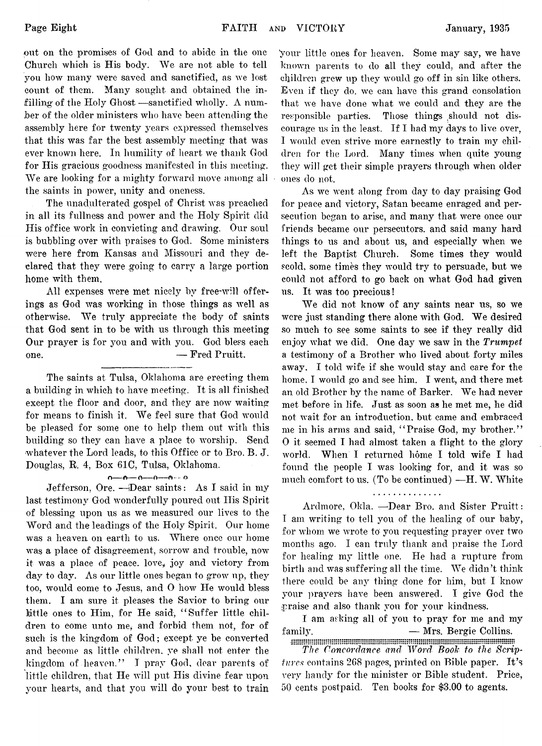out on the promises of God and to abide in the one Church which is His body. We are not able to tell you how many were saved and sanctified, as we lost count of them. Many sought and obtained the infilling of the Holy Ghost —sanctified wholly. A number of the older ministers who have been attending the assembly here for twenty years expressed themselves that this was far the best assembly meeting that was ever known here. In humility of heart we thank God for His gracious goodness manifested in this meeting. We are looking for a mighty forward move among all the saints in power, unity and oneness.

The unadulterated gospel of Christ was preached in all its fullness and power and the Holy Spirit did His office work in convicting and drawing. Our soul is bubbling over with praises to God. Some ministers were here from Kansas and Missouri and they declared that they were going to carry a large portion home with them.

All expenses were met nicely by free-will offerings as God was working in those things as well as otherwise. We truly appreciate the body of saints that God sent in to be with us through this meeting Our prayer is for you and with you. God bless each one. — Fred Pruitt.

---

The saints at Tulsa, Oklahoma are erecting them a building in which to have meeting. It is all finished except the floor and door, and they are now waiting for means to finish it. We feel sure that God would be pleased for some one to help them out with this building so they can have a place to worship. Send whatever the Lord leads, to this Office or to Bro. B. J. Douglas, R. 4, Box 61C, Tulsa, Oklahoma.

o—o—o—o—o—o

Jefferson, Ore. —Dear saints: As I said in my last testimony God wonderfully poured out His Spirit of blessing upon us as we measured our lives to the Word and the leadings of the Holy Spirit. Our home was a heaven on earth to us. Where once our home was a place of disagreement, sorrow and trouble, now it was a place of peace. love, joy and victory from day to day. As our little ones began to grow up, they too, would come to Jesus, and O how He would bless them. I am sure it pleases the Savior to bring our little ones to Him, for He said, "Suffer little children to come unto me, and forbid them not, for of such is the kingdom of God; except ye be converted and become as little children, ye shall not enter the kingdom of heaven." I pray God, dear parents of little children, that He will put His divine fear upon your hearts, and that you will do your best to train your little ones for heaven. Some may say, we have known parents to do all they could, and after the children grew up they would go off in sin like others. Even if they do. we can have this grand consolation that we have done what we could and they are the responsible parties. Those things should not discourage us in the least. If I had my days to live over, I would even strive more earnestly to train my children for the Lord. Many times when quite young they will get their simple prayers through when older ones do not.

As we went along from day to day praising God for peace and victory, Satan became enraged and persecution began to arise, and many that were once our friends became our persecutors. and said many hard things to us and about us, and especially when we left the Baptist Church. Some times they would scold, some times they would try to persuade, but we could not afford to go back on what God had given us. It was too precious!

We did not know of any saints near us, so we were just standing there alone with God. We desired so much to see some saints to see if they really did enjoy what we did. One day we saw in the *Trumpet* a testimony of a Brother who lived about forty miles away. I told wife if she would stay and care for the home. I would go and see him. I went, and there met an old Brother by the name of Barker. We had never met before in life. Just as soon as he met me, he did not wait for an introduction. but came and embraced me in his arms and said, "Praise God, my brother." O it seemed I had almost taken a flight to the glory world. When I returned home I told wife I had found the people I was looking for, and it was so much comfort to us. (To be continued) —H. W. White

. . . . . . . . . . . . . .

Ardmore, Okla. —Dear Bro. and Sister Pruitt: I am writing to tell you of the healing of our baby, for whom we wrote to you requesting prayer over two months ago. I can truly thank and praise the Lord for healing my little one. He had a rupture from birth and was suffering all the time. We didn't think there could be any thing done for him, but I know your prayers have been answered. I give God the praise and also thank you for your kindness.

I am asking all of you to pray for me and my family. — Mrs. Bergie Collins.

---

*The Concordance and Word Book to the Scriptures* contains 268 pages, printed on Bible paper. It's very handy for the minister or Bible student. Price, 50 cents postpaid. Ten books for $3.00 to agents.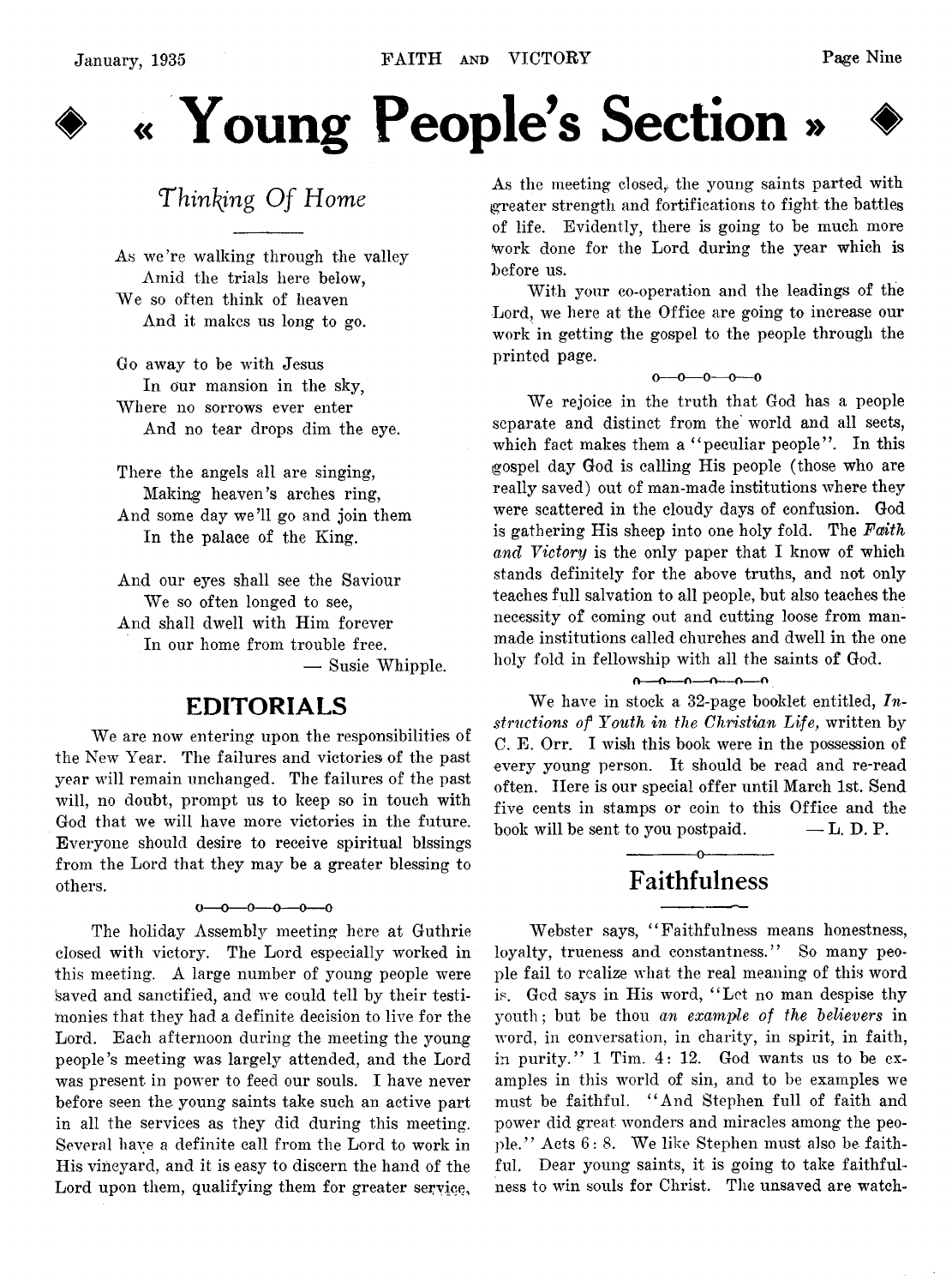# « Young People's Section »

## *Thinking Of Home*

As we're walking through the valley
Amid the trials here below,
We so often think of heaven
And it makes us long to go.

Go away to be with Jesus
In our mansion in the sky,
Where no sorrows ever enter
And no tear drops dim the eye.

There the angels all are singing,
Making heaven's arches ring,
And some day we'll go and join them
In the palace of the King.

And our eyes shall see the Saviour
We so often longed to see,
And shall dwell with Him forever
In our home from trouble free.

— Susie Whipple.

## EDITORIALS

We are now entering upon the responsibilities of the New Year. The failures and victories of the past year will remain unchanged. The failures of the past will, no doubt, prompt us to keep so in touch with God that we will have more victories in the future. Everyone should desire to receive spiritual blssings from the Lord that they may be a greater blessing to others.

o—o—o—o—o—o

The holiday Assembly meeting here at Guthrie closed with victory. The Lord especially worked in this meeting. A large number of young people were saved and sanctified, and we could tell by their testimonies that they had a definite decision to live for the Lord. Each afternoon during the meeting the young people's meeting was largely attended, and the Lord was present in power to feed our souls. I have never before seen the young saints take such an active part in all the services as they did during this meeting. Several have a definite call from the Lord to work in His vineyard, and it is easy to discern the hand of the Lord upon them, qualifying them for greater service. As the meeting closed, the young saints parted with greater strength and fortifications to fight the battles of life. Evidently, there is going to be much more work done for the Lord during the year which is before us.

With your co-operation and the leadings of the Lord, we here at the Office are going to increase our work in getting the gospel to the people through the printed page.

o—o—o—o—o

We rejoice in the truth that God has a people separate and distinct from the world and all sects, which fact makes them a "peculiar people". In this gospel day God is calling His people (those who are really saved) out of man-made institutions where they were scattered in the cloudy days of confusion. God is gathering His sheep into one holy fold. The *Faith and Victory* is the only paper that I know of which stands definitely for the above truths, and not only teaches full salvation to all people, but also teaches the necessity of coming out and cutting loose from man-made institutions called churches and dwell in the one holy fold in fellowship with all the saints of God.

o—o—o—o—o—o

We have in stock a 32-page booklet entitled, *Instructions of Youth in the Christian Life,* written by C. E. Orr. I wish this book were in the possession of every young person. It should be read and re-read often. Here is our special offer until March 1st. Send five cents in stamps or coin to this Office and the book will be sent to you postpaid. — L. D. P.

## Faithfulness

Webster says, "Faithfulness means honestness, loyalty, trueness and constantness." So many people fail to realize what the real meaning of this word is. God says in His word, "Let no man despise thy youth; but be thou *an example of the believers* in word, in conversation, in charity, in spirit, in faith, in purity." 1 Tim. 4: 12. God wants us to be examples in this world of sin, and to be examples we must be faithful. "And Stephen full of faith and power did great wonders and miracles among the people." Acts 6: 8. We like Stephen must also be faithful. Dear young saints, it is going to take faithfulness to win souls for Christ. The unsaved are watch-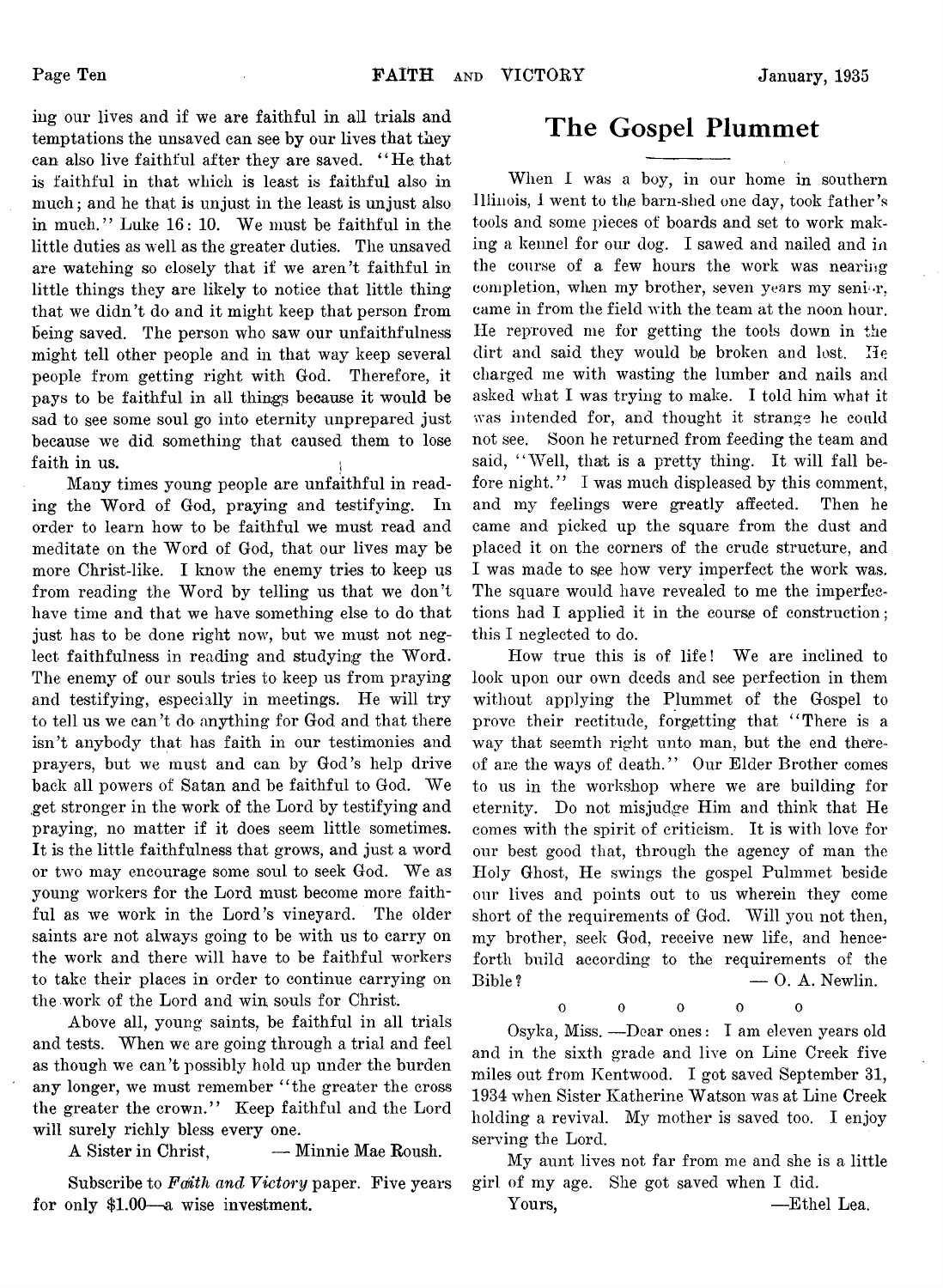ing our lives and if we are faithful in all trials and temptations the unsaved can see by our lives that they can also live faithful after they are saved. "He that is faithful in that which is least is faithful also in much; and he that is unjust in the least is unjust also in much." Luke 16: 10. We must be faithful in the little duties as well as the greater duties. The unsaved are watching so closely that if we aren't faithful in little things they are likely to notice that little thing that we didn't do and it might keep that person from being saved. The person who saw our unfaithfulness might tell other people and in that way keep several people from getting right with God. Therefore, it pays to be faithful in all things because it would be sad to see some soul go into eternity unprepared just because we did something that caused them to lose faith in us.

Many times young people are unfaithful in reading the Word of God, praying and testifying. In order to learn how to be faithful we must read and meditate on the Word of God, that our lives may be more Christ-like. I know the enemy tries to keep us from reading the Word by telling us that we don't have time and that we have something else to do that just has to be done right now, but we must not neglect faithfulness in reading and studying the Word. The enemy of our souls tries to keep us from praying and testifying, especially in meetings. He will try to tell us we can't do anything for God and that there isn't anybody that has faith in our testimonies and prayers, but we must and can by God's help drive back all powers of Satan and be faithful to God. We get stronger in the work of the Lord by testifying and praying, no matter if it does seem little sometimes. It is the little faithfulness that grows, and just a word or two may encourage some soul to seek God. We as young workers for the Lord must become more faithful as we work in the Lord's vineyard. The older saints are not always going to be with us to carry on the work and there will have to be faithful workers to take their places in order to continue carrying on the work of the Lord and win souls for Christ.

Above all, young saints, be faithful in all trials and tests. When we are going through a trial and feel as though we can't possibly hold up under the burden any longer, we must remember "the greater the cross the greater the crown." Keep faithful and the Lord will surely richly bless every one.

A Sister in Christ, — Minnie Mae Roush.

Subscribe to *Faith and Victory* paper. Five years for only $1.00—a wise investment.

# The Gospel Plummet

When I was a boy, in our home in southern Illinois, I went to the barn-shed one day, took father's tools and some pieces of boards and set to work making a kennel for our dog. I sawed and nailed and in the course of a few hours the work was nearing completion, when my brother, seven years my senior, came in from the field with the team at the noon hour. He reproved me for getting the tools down in the dirt and said they would be broken and lost. He charged me with wasting the lumber and nails and asked what I was trying to make. I told him what it was intended for, and thought it strange he could not see. Soon he returned from feeding the team and said, "Well, that is a pretty thing. It will fall before night." I was much displeased by this comment, and my feelings were greatly affected. Then he came and picked up the square from the dust and placed it on the corners of the crude structure, and I was made to see how very imperfect the work was. The square would have revealed to me the imperfections had I applied it in the course of construction; this I neglected to do.

How true this is of life! We are inclined to look upon our own deeds and see perfection in them without applying the Plummet of the Gospel to prove their rectitude, forgetting that "There is a way that seemth right unto man, but the end thereof are the ways of death." Our Elder Brother comes to us in the workshop where we are building for eternity. Do not misjudge Him and think that He comes with the spirit of criticism. It is with love for our best good that, through the agency of man the Holy Ghost, He swings the gospel Pulmmet beside our lives and points out to us wherein they come short of the requirements of God. Will you not then, my brother, seek God, receive new life, and henceforth build according to the requirements of the Bible? — O. A. Newlin.

o o o o o

Osyka, Miss. —Dear ones: I am eleven years old and in the sixth grade and live on Line Creek five miles out from Kentwood. I got saved September 31, 1934 when Sister Katherine Watson was at Line Creek holding a revival. My mother is saved too. I enjoy serving the Lord.

My aunt lives not far from me and she is a little girl of my age. She got saved when I did.

Yours, —Ethel Lea.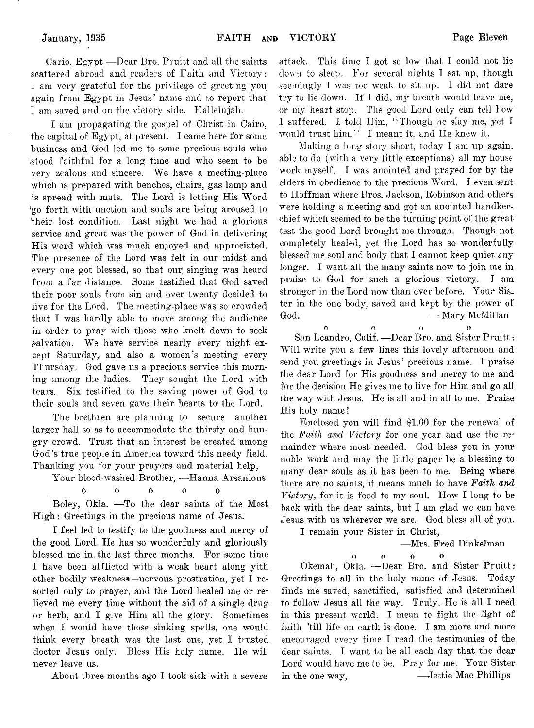Cario, Egypt —Dear Bro. Pruitt and all the saints scattered abroad and readers of Faith and Victory: I am very grateful for the privilege of greeting you again from Egypt in Jesus' name and to report that I am saved and on the victory side. Hallelujah.

I am propagating the gospel of Christ in Cairo, the capital of Egypt, at present. I came here for some business and God led me to some precious souls who stood faithful for a long time and who seem to be very zealous and sincere. We have a meeting-place which is prepared with benches, chairs, gas lamp and is spread with mats. The Lord is letting His Word go forth with unction and souls are being aroused to their lost condition. Last night we had a glorious service and great was the power of God in delivering His word which was much enjoyed and appreciated. The presence of the Lord was felt in our midst and every one got blessed, so that our singing was heard from a far distance. Some testified that God saved their poor souls from sin and over twenty decided to live for the Lord. The meeting-place was so crowded that I was hardly able to move among the audience in order to pray with those who knelt down to seek salvation. We have service nearly every night except Saturday, and also a women's meeting every Thursday. God gave us a precious service this morning among the ladies. They sought the Lord with tears. Six testified to the saving power of God to their souls and seven gave their hearts to the Lord.

The brethren are planning to secure another larger hall so as to accommodate the thirsty and hungry crowd. Trust that an interest be created among God's true people in America toward this needy field. Thanking you for your prayers and material help,

Your blood-washed Brother, —Hanna Arsanious

o o o o o

Boley, Okla. —To the dear saints of the Most High: Greetings in the precious name of Jesus.

I feel led to testify to the goodness and mercy of the good Lord. He has so wonderfuly and gloriously blessed me in the last three months. For some time I have been afflicted with a weak heart along yith other bodily weakness—nervous prostration, yet I resorted only to prayer, and the Lord healed me or relieved me every time without the aid of a single drug or herb, and I give Him all the glory. Sometimes when I would have those sinking spells, one would think every breath was the last one, yet I trusted doctor Jesus only. Bless His holy name. He will never leave us.

About three months ago I took sick with a severe attack. This time I got so low that I could not lie down to sleep. For several nights I sat up, though seemingly I was too weak to sit up. I did not dare try to lie down. If I did, my breath would leave me, or my heart stop. The good Lord only can tell how I suffered. I told Him, "Though he slay me, yet I would trust him." I meant it. and He knew it.

Making a long story short, today I am up again, able to do (with a very little exceptions) all my house work myself. I was anointed and prayed for by the elders in obedience to the precious Word. I even sent to Hoffman where Bros. Jackson, Robinson and others were holding a meeting and got an anointed handkerchief which seemed to be the turning point of the great test the good Lord brought me through. Though not completely healed, yet the Lord has so wonderfully blessed me soul and body that I cannot keep quiet any longer. I want all the many saints now to join me in praise to God for such a glorious victory. I am stronger in the Lord now than ever before. Your Sister in the one body, saved and kept by the power of God. — Mary McMillan

o o o o

San Leandro, Calif. —Dear Bro. and Sister Pruitt: Will write you a few lines this lovely afternoon and send you greetings in Jesus' precious name. I praise the dear Lord for His goodness and mercy to me and for the decision He gives me to live for Him and go all the way with Jesus. He is all and in all to me. Praise His holy name!

Enclosed you will find $1.00 for the renewal of the *Faith and Victory* for one year and use the remainder where most needed. God bless you in your noble work and may the little paper be a blessing to many dear souls as it has been to me. Being where there are no saints, it means much to have *Faith and Victory,* for it is food to my soul. How I long to be back with the dear saints, but I am glad we can have Jesus with us wherever we are. God bless all of you.

I remain your Sister in Christ,

—Mrs. Fred Dinkelman

o o o o

Okemah, Okla. —Dear Bro. and Sister Pruitt: Greetings to all in the holy name of Jesus. Today finds me saved, sanctified, satisfied and determined to follow Jesus all the way. Truly, He is all I need in this present world. I mean to fight the fight of faith 'till life on earth is done. I am more and more encouraged every time I read the testimonies of the dear saints. I want to be all each day that the dear Lord would have me to be. Pray for me. Your Sister in the one way, —Jettie Mae Phillips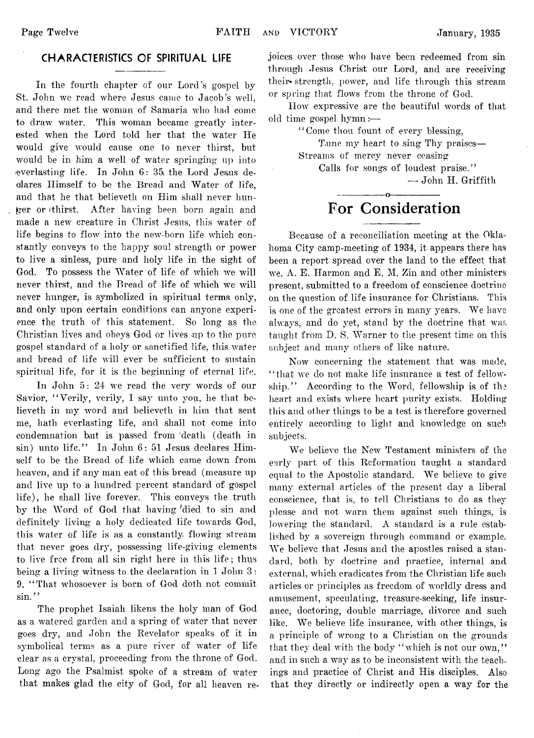## CHARACTERISTICS OF SPIRITUAL LIFE

In the fourth chapter of our Lord's gospel by St. John we read where Jesus came to Jacob's well, and there met the woman of Samaria who had come to draw water. This woman became greatly interested when the Lord told her that the water He would give would cause one to never thirst, but would be in him a well of water springing up into everlasting life. In John 6: 35 the Lord Jesus declares Himself to be the Bread and Water of life, and that he that believeth on Him shall never hunger or thirst. After having been born again and made a new creature in Christ Jesus, this water of life begins to flow into the new-born life which constantly conveys to the happy soul strength or power to live a sinless, pure and holy life in the sight of God. To possess the Water of life of which we will never thirst, and the Bread of life of which we will never hunger, is symbolized in spiritual terms only, and only upon certain conditions can anyone experience the truth of this statement. So long as the Christian lives and obeys God or lives up to the pure gospel standard of a holy or sanctified life, this water and bread of life will ever be sufficient to sustain spiritual life, for it is the beginning of eternal life.

In John 5: 24 we read the very words of our Savior, "Verily, verily, I say unto you, he that believeth in my word and believeth in him that sent me, hath everlasting life, and shall not come into condemnation but is passed from death (death in sin) unto life." In John 6: 51 Jesus declares Himself to be the Bread of life which came down from heaven, and if any man eat of this bread (measure up and live up to a hundred percent standard of gospel life), he shall live forever. This conveys the truth by the Word of God that having died to sin and definitely living a holy dedicated life towards God, this water of life is as a constantly flowing stream that never goes dry, possessing life-giving elements to live free from all sin right here in this life; thus being a living witness to the declaration in 1 John 3: 9, "That whosoever is born of God doth not commit sin."

The prophet Isaiah likens the holy man of God as a watered garden and a spring of water that never goes dry, and John the Revelator speaks of it in symbolical terms as a pure river of water of life clear as a crystal, proceeding from the throne of God. Long ago the Psalmist spoke of a stream of water that makes glad the city of God, for all heaven rejoices over those who have been redeemed from sin through Jesus Christ our Lord, and are receiving their strength, power, and life through this stream or spring that flows from the throne of God.

How expressive are the beautiful words of that old time gospel hymn:—

> "Come thou fount of every blessing,
> Tune my heart to sing Thy praises—
> Streams of mercy never ceasing
> Calls for songs of loudest praise."

— John H. Griffith

---

# For Consideration

Because of a reconciliation meeting at the Oklahoma City camp-meeting of 1934, it appears there has been a report spread over the land to the effect that we, A. E. Harmon and E. M. Zin and other ministers present, submitted to a freedom of conscience doctrine on the question of life insurance for Christians. This is one of the greatest errors in many years. We have always, and do yet, stand by the doctrine that was taught from D. S. Warner to the present time on this subject and many others of like nature.

Now concerning the statement that was made, "that we do not make life insurance a test of fellowship." According to the Word, fellowship is of the heart and exists where heart purity exists. Holding this and other things to be a test is therefore governed entirely according to light and knowledge on such subjects.

We believe the New Testament ministers of the early part of this Reformation taught a standard equal to the Apostolic standard. We believe to give many external articles of the present day a liberal conscience, that is, to tell Christians to do as they please and not warn them against such things, is lowering the standard. A standard is a rule established by a sovereign through command or example. We believe that Jesus and the apostles raised a standard, both by doctrine and practice, internal and external, which eradicates from the Christian life such articles or principles as freedom of worldly dress and amusement, speculating, treasure-seeking, life insurance, doctoring, double marriage, divorce and such like. We believe life insurance, with other things, is a principle of wrong to a Christian on the grounds that they deal with the body "which is not our own," and in such a way as to be inconsistent with the teachings and practice of Christ and His disciples. Also that they directly or indirectly open a way for the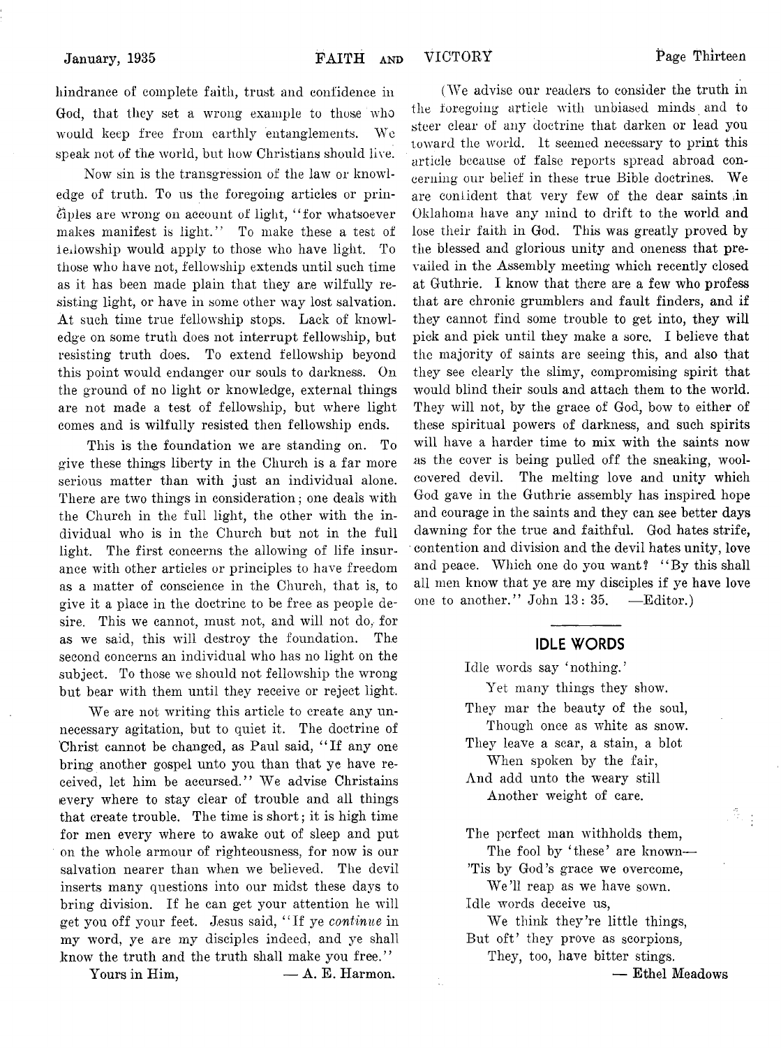hindrance of complete faith, trust and confidence in God, that they set a wrong example to those who would keep free from earthly entanglements. We speak not of the world, but how Christians should live.

Now sin is the transgression of the law or knowledge of truth. To us the foregoing articles or principles are wrong on account of light, "for whatsoever makes manifest is light." To make these a test of fellowship would apply to those who have light. To those who have not, fellowship extends until such time as it has been made plain that they are wilfully resisting light, or have in some other way lost salvation. At such time true fellowship stops. Lack of knowledge on some truth does not interrupt fellowship, but resisting truth does. To extend fellowship beyond this point would endanger our souls to darkness. On the ground of no light or knowledge, external things are not made a test of fellowship, but where light comes and is wilfully resisted then fellowship ends.

This is the foundation we are standing on. To give these things liberty in the Church is a far more serious matter than with just an individual alone. There are two things in consideration; one deals with the Church in the full light, the other with the individual who is in the Church but not in the full light. The first concerns the allowing of life insurance with other articles or principles to have freedom as a matter of conscience in the Church, that is, to give it a place in the doctrine to be free as people desire. This we cannot, must not, and will not do, for as we said, this will destroy the foundation. The second concerns an individual who has no light on the subject. To those we should not fellowship the wrong but bear with them until they receive or reject light.

We are not writing this article to create any unnecessary agitation, but to quiet it. The doctrine of Christ cannot be changed, as Paul said, "If any one bring another gospel unto you than that ye have received, let him be accursed." We advise Christains every where to stay clear of trouble and all things that create trouble. The time is short; it is high time for men every where to awake out of sleep and put on the whole armour of righteousness, for now is our salvation nearer than when we believed. The devil inserts many questions into our midst these days to bring division. If he can get your attention he will get you off your feet. Jesus said, "If ye *continue* in my word, ye are my disciples indeed, and ye shall know the truth and the truth shall make you free."

Yours in Him, — A. E. Harmon.

(We advise our readers to consider the truth in the foregoing article with unbiased minds and to steer clear of any doctrine that darken or lead you toward the world. It seemed necessary to print this article because of false reports spread abroad concerning our belief in these true Bible doctrines. We are confident that very few of the dear saints in Oklahoma have any mind to drift to the world and lose their faith in God. This was greatly proved by the blessed and glorious unity and oneness that prevailed in the Assembly meeting which recently closed at Guthrie. I know that there are a few who profess that are chronic grumblers and fault finders, and if they cannot find some trouble to get into, they will pick and pick until they make a sore. I believe that the majority of saints are seeing this, and also that they see clearly the slimy, compromising spirit that would blind their souls and attach them to the world. They will not, by the grace of God, bow to either of these spiritual powers of darkness, and such spirits will have a harder time to mix with the saints now as the cover is being pulled off the sneaking, wool-covered devil. The melting love and unity which God gave in the Guthrie assembly has inspired hope and courage in the saints and they can see better days dawning for the true and faithful. God hates strife, contention and division and the devil hates unity, love and peace. Which one do you want? "By this shall all men know that ye are my disciples if ye have love one to another." John 13: 35. —Editor.)

## IDLE WORDS

Idle words say 'nothing.'
Yet many things they show.
They mar the beauty of the soul,
Though once as white as snow.
They leave a scar, a stain, a blot
When spoken by the fair,
And add unto the weary still
Another weight of care.

The perfect man withholds them,
The fool by 'these' are known—
'Tis by God's grace we overcome,
We'll reap as we have sown.
Idle words deceive us,
We think they're little things,
But oft' they prove as scorpions,
They, too, have bitter stings.

— Ethel Meadows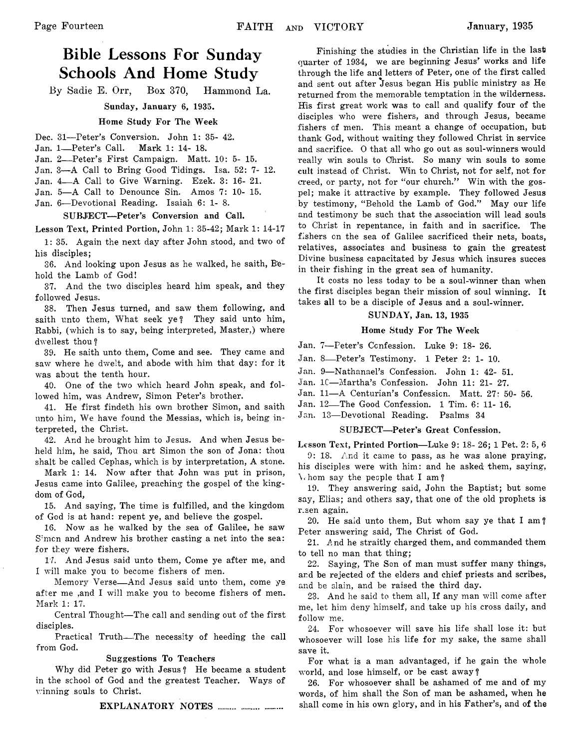# Bible Lessons For Sunday Schools And Home Study

By Sadie E. Orr, Box 370, Hammond La.

### Sunday, January 6, 1935.

#### Home Study For The Week

Dec. 31—Peter's Conversion. John 1: 35- 42.
Jan. 1—Peter's Call. Mark 1: 14- 18.
Jan. 2—Peter's First Campaign. Matt. 10: 5- 15.
Jan. 3—A Call to Bring Good Tidings. Isa. 52: 7- 12.
Jan. 4—A Call to Give Warning. Ezek. 3: 16- 21.
Jan. 5—A Call to Denounce Sin. Amos 7: 10- 15.
Jan. 6—Devotional Reading. Isaiah 6: 1- 8.

#### SUBJECT—Peter's Conversion and Call.

**Lesson Text, Printed Portion,** John 1: 35-42; Mark 1: 14-17

1: 35. Again the next day after John stood, and two of his disciples;

36. And looking upon Jesus as he walked, he saith, Behold the Lamb of God!

37. And the two disciples heard him speak, and they followed Jesus.

38. Then Jesus turned, and saw them following, and saith unto them, What seek ye? They said unto him, Rabbi, (which is to say, being interpreted, Master,) where dwellest thou?

39. He saith unto them, Come and see. They came and saw where he dwelt, and abode with him that day: for it was about the tenth hour.

40. One of the two which heard John speak, and followed him, was Andrew, Simon Peter's brother.

41. He first findeth his own brother Simon, and saith unto him, We have found the Messias, which is, being interpreted, the Christ.

42. And he brought him to Jesus. And when Jesus beheld him, he said, Thou art Simon the son of Jona: thou shalt be called Cephas, which is by interpretation, A stone.

Mark 1: 14. Now after that John was put in prison, Jesus came into Galilee, preaching the gospel of the kingdom of God,

15. And saying, The time is fulfilled, and the kingdom of God is at hand: repent ye, and believe the gospel.

16. Now as he walked by the sea of Galilee, he saw Simon and Andrew his brother casting a net into the sea: for they were fishers.

17. And Jesus said unto them, Come ye after me, and I will make you to become fishers of men.

Memory Verse—And Jesus said unto them, come ye after me ,and I will make you to become fishers of men. Mark 1: 17.

Central Thought—The call and sending out of the first disciples.

Practical Truth—The necessity of heeding the call from God.

#### Suggestions To Teachers

Why did Peter go with Jesus? He became a student in the school of God and the greatest Teacher. Ways of winning souls to Christ.

#### EXPLANATORY NOTES .......... .......... ..........

Finishing the studies in the Christian life in the last quarter of 1934, we are beginning Jesus' works and life through the life and letters of Peter, one of the first called and sent out after Jesus began His public ministry as He returned from the memorable temptation in the wilderness. His first great work was to call and qualify four of the disciples who were fishers, and through Jesus, became fishers of men. This meant a change of occupation, but thank God, without waiting they followed Christ in service and sacrifice. O that all who go out as soul-winners would really win souls to Christ. So many win souls to some cult instead of Christ. Win to Christ, not for self, not for creed, or party, not for "our church." Win with the gospel; make it attractive by example. They followed Jesus by testimony, "Behold the Lamb of God." May our life and testimony be such that the association will lead souls to Christ in repentance, in faith and in sacrifice. The fishers on the sea of Galilee sacrificed their nets, boats, relatives, associates and business to gain the greatest Divine business capacitated by Jesus which insures succes in their fishing in the great sea of humanity.

It costs no less today to be a soul-winner than when the first disciples began their mission of soul winning. It takes all to be a disciple of Jesus and a soul-winner.

### SUNDAY, Jan. 13, 1935

#### Home Study For The Week

Jan. 7—Peter's Confession. Luke 9: 18- 26.
Jan. 8—Peter's Testimony. 1 Peter 2: 1- 10.
Jan. 9—Nathanael's Confession. John 1: 42- 51.
Jan. 10—Martha's Confession. John 11: 21- 27.
Jan. 11—A Centurian's Confession. Matt. 27: 50- 56.
Jan. 12—The Good Confession. 1 Tim. 6: 11- 16.
Jan. 13—Devotional Reading. Psalms 34

#### SUBJECT—Peter's Great Confession.

**Lesson Text, Printed Portion**—Luke 9: 18- 26; 1 Pet. 2: 5, 6

9: 18. And it came to pass, as he was alone praying, his disciples were with him: and he asked them, saying, Whom say the people that I am?

19. They answering said, John the Baptist; but some say, Elias; and others say, that one of the old prophets is risen again.

20. He said unto them, But whom say ye that I am? Peter answering said, The Christ of God.

21. And he straitly charged them, and commanded them to tell no man that thing;

22. Saying, The Son of man must suffer many things, and be rejected of the elders and chief priests and scribes, and be slain, and be raised the third day.

23. And he said to them all, If any man will come after me, let him deny himself, and take up his cross daily, and follow me.

24. For whosoever will save his life shall lose it: but whosoever will lose his life for my sake, the same shall save it.

For what is a man advantaged, if he gain the whole world, and lose himself, or be cast away?

26. For whosoever shall be ashamed of me and of my words, of him shall the Son of man be ashamed, when he shall come in his own glory, and in his Father's, and of the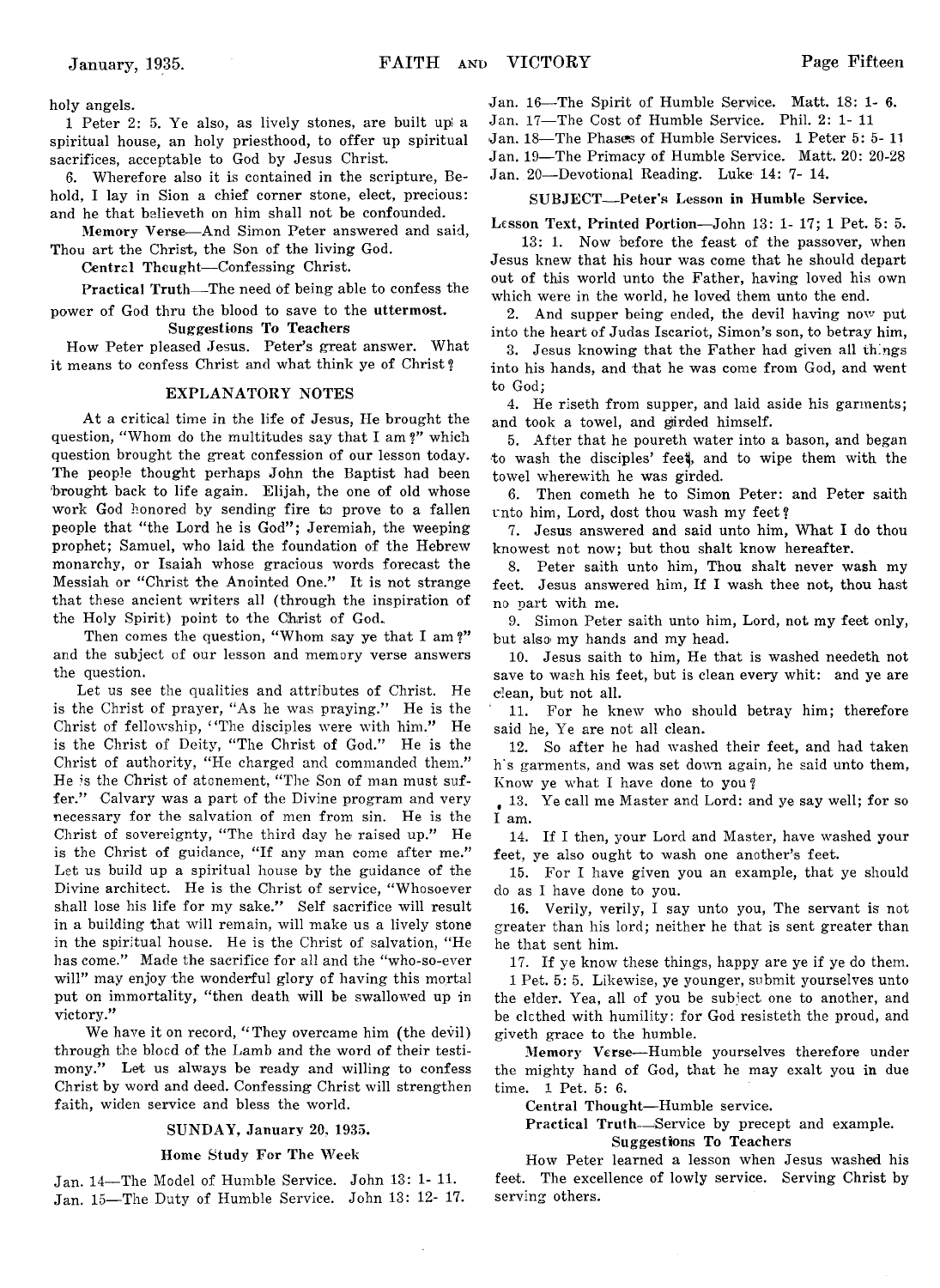holy angels.

1 Peter 2: 5. Ye also, as lively stones, are built up a spiritual house, an holy priesthood, to offer up spiritual sacrifices, acceptable to God by Jesus Christ.

6. Wherefore also it is contained in the scripture, Behold, I lay in Sion a chief corner stone, elect, precious: and he that believeth on him shall not be confounded.

**Memory Verse**—And Simon Peter answered and said, Thou art the Christ, the Son of the living God.

**Central Thought**—Confessing Christ.

**Practical Truth**—The need of being able to confess the power of God thru the blood to save to the **uttermost.**

**Suggestions To Teachers**

How Peter pleased Jesus. Peter's great answer. What it means to confess Christ and what think ye of Christ?

### EXPLANATORY NOTES

At a critical time in the life of Jesus, He brought the question, "Whom do the multitudes say that I am?" which question brought the great confession of our lesson today. The people thought perhaps John the Baptist had been brought back to life again. Elijah, the one of old whose work God honored by sending fire to prove to a fallen people that "the Lord he is God"; Jeremiah, the weeping prophet; Samuel, who laid the foundation of the Hebrew monarchy, or Isaiah whose gracious words forecast the Messiah or "Christ the Anointed One." It is not strange that these ancient writers all (through the inspiration of the Holy Spirit) point to the Christ of God.

Then comes the question, "Whom say ye that I am?" and the subject of our lesson and memory verse answers the question.

Let us see the qualities and attributes of Christ. He is the Christ of prayer, "As he was praying." He is the Christ of fellowship, "The disciples were with him." He is the Christ of Deity, "The Christ of God." He is the Christ of authority, "He charged and commanded them." He is the Christ of atonement, "The Son of man must suffer." Calvary was a part of the Divine program and very necessary for the salvation of men from sin. He is the Christ of sovereignty, "The third day he raised up." He is the Christ of guidance, "If any man come after me." Let us build up a spiritual house by the guidance of the Divine architect. He is the Christ of service, "Whosoever shall lose his life for my sake." Self sacrifice will result in a building that will remain, will make us a lively stone in the spiritual house. He is the Christ of salvation, "He has come." Made the sacrifice for all and the "who-so-ever will" may enjoy the wonderful glory of having this mortal put on immortality, "then death will be swallowed up in victory."

We have it on record, "They overcame him (the devil) through the blood of the Lamb and the word of their testimony." Let us always be ready and willing to confess Christ by word and deed. Confessing Christ will strengthen faith, widen service and bless the world.

### SUNDAY, January 20, 1935.

**Home Study For The Week**

Jan. 14—The Model of Humble Service. John 13: 1- 11.
Jan. 15—The Duty of Humble Service. John 13: 12- 17.
Jan. 16—The Spirit of Humble Service. Matt. 18: 1- 6.
Jan. 17—The Cost of Humble Service. Phil. 2: 1- 11
Jan. 18—The Phases of Humble Services. 1 Peter 5: 5- 11
Jan. 19—The Primacy of Humble Service. Matt. 20: 20-28
Jan. 20—Devotional Reading. Luke 14: 7- 14.

**SUBJECT—Peter's Lesson in Humble Service.**

**Lesson Text, Printed Portion**—John 13: 1- 17; 1 Pet. 5: 5.

13: 1. Now before the feast of the passover, when Jesus knew that his hour was come that he should depart out of this world unto the Father, having loved his own which were in the world, he loved them unto the end.

2. And supper being ended, the devil having now put into the heart of Judas Iscariot, Simon's son, to betray him,

3. Jesus knowing that the Father had given all things into his hands, and that he was come from God, and went to God;

4. He riseth from supper, and laid aside his garments; and took a towel, and girded himself.

5. After that he poureth water into a bason, and began to wash the disciples' feet, and to wipe them with the towel wherewith he was girded.

6. Then cometh he to Simon Peter: and Peter saith unto him, Lord, dost thou wash my feet?

7. Jesus answered and said unto him, What I do thou knowest not now; but thou shalt know hereafter.

8. Peter saith unto him, Thou shalt never wash my feet. Jesus answered him, If I wash thee not, thou hast no part with me.

9. Simon Peter saith unto him, Lord, not my feet only, but also my hands and my head.

10. Jesus saith to him, He that is washed needeth not save to wash his feet, but is clean every whit: and ye are clean, but not all.

11. For he knew who should betray him; therefore said he, Ye are not all clean.

12. So after he had washed their feet, and had taken his garments, and was set down again, he said unto them, Know ye what I have done to you?

13. Ye call me Master and Lord: and ye say well; for so I am.

14. If I then, your Lord and Master, have washed your feet, ye also ought to wash one another's feet.

15. For I have given you an example, that ye should do as I have done to you.

16. Verily, verily, I say unto you, The servant is not greater than his lord; neither he that is sent greater than he that sent him.

17. If ye know these things, happy are ye if ye do them.

1 Pet. 5: 5. Likewise, ye younger, submit yourselves unto the elder. Yea, all of you be subject one to another, and be clothed with humility: for God resisteth the proud, and giveth grace to the humble.

**Memory Verse**—Humble yourselves therefore under the mighty hand of God, that he may exalt you in due time. 1 Pet. 5: 6.

**Central Thought**—Humble service.

**Practical Truth**—Service by precept and example.

**Suggestions To Teachers**

How Peter learned a lesson when Jesus washed his feet. The excellence of lowly service. Serving Christ by serving others.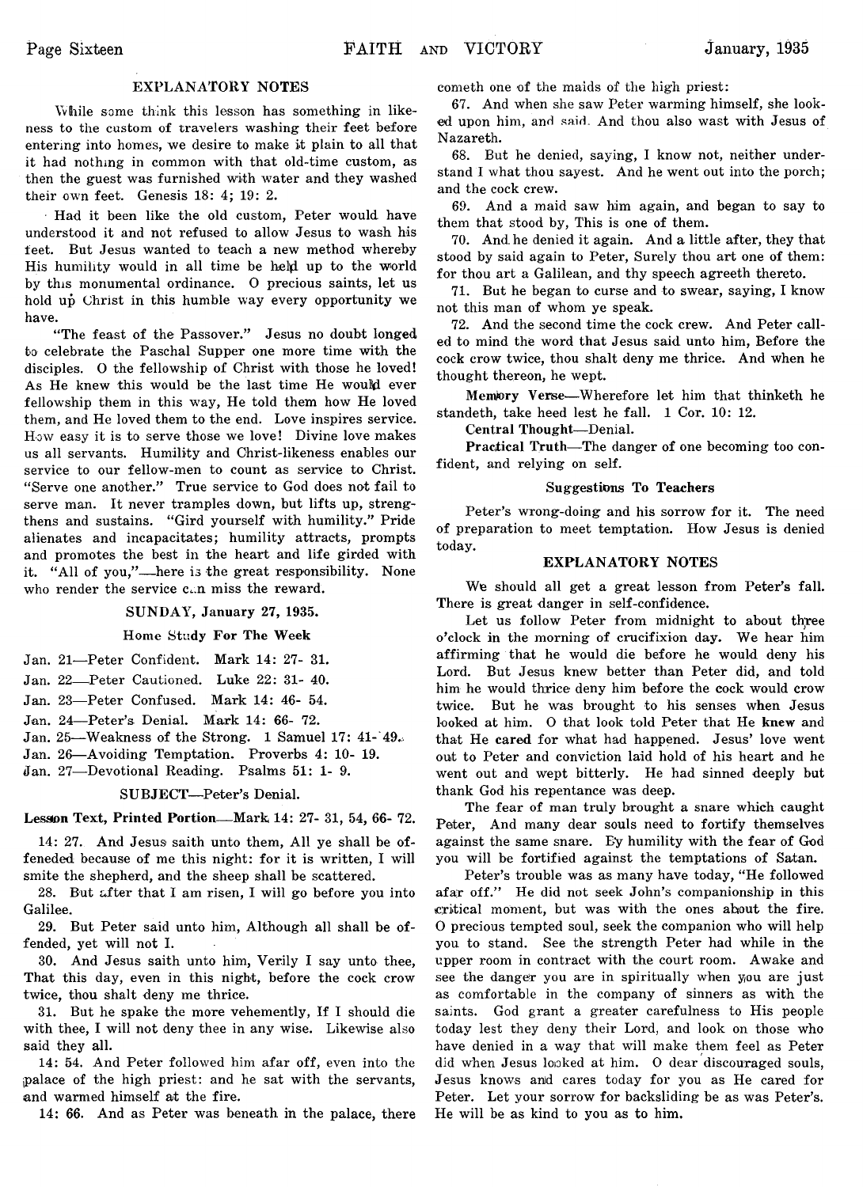## EXPLANATORY NOTES

While some think this lesson has something in likeness to the custom of travelers washing their feet before entering into homes, we desire to make it plain to all that it had nothing in common with that old-time custom, as then the guest was furnished with water and they washed their own feet. Genesis 18: 4; 19: 2.

Had it been like the old custom, Peter would have understood it and not refused to allow Jesus to wash his feet. But Jesus wanted to teach a new method whereby His humility would in all time be held up to the world by this monumental ordinance. O precious saints, let us hold up Christ in this humble way every opportunity we have.

"The feast of the Passover." Jesus no doubt longed to celebrate the Paschal Supper one more time with the disciples. O the fellowship of Christ with those he loved! As He knew this would be the last time He would ever fellowship them in this way, He told them how He loved them, and He loved them to the end. Love inspires service. How easy it is to serve those we love! Divine love makes us all servants. Humility and Christ-likeness enables our service to our fellow-men to count as service to Christ. "Serve one another." True service to God does not fail to serve man. It never tramples down, but lifts up, strengthens and sustains. "Gird yourself with humility." Pride alienates and incapacitates; humility attracts, prompts and promotes the best in the heart and life girded with it. "All of you,"—here is the great responsibility. None who render the service can miss the reward.

### SUNDAY, January 27, 1935.

#### Home Study For The Week

Jan. 21—Peter Confident. Mark 14: 27- 31.
Jan. 22—Peter Cautioned. Luke 22: 31- 40.
Jan. 23—Peter Confused. Mark 14: 46- 54.
Jan. 24—Peter's Denial. Mark 14: 66- 72.
Jan. 25—Weakness of the Strong. 1 Samuel 17: 41- 49.
Jan. 26—Avoiding Temptation. Proverbs 4: 10- 19.
Jan. 27—Devotional Reading. Psalms 51: 1- 9.

#### SUBJECT—Peter's Denial.

**Lesson Text, Printed Portion**—Mark 14: 27- 31, 54, 66- 72.

14: 27. And Jesus saith unto them, All ye shall be offended because of me this night: for it is written, I will smite the shepherd, and the sheep shall be scattered.

28. But after that I am risen, I will go before you into Galilee.

29. But Peter said unto him, Although all shall be offended, yet will not I.

30. And Jesus saith unto him, Verily I say unto thee, That this day, even in this night, before the cock crow twice, thou shalt deny me thrice.

31. But he spake the more vehemently, If I should die with thee, I will not deny thee in any wise. Likewise also said they all.

14: 54. And Peter followed him afar off, even into the palace of the high priest: and he sat with the servants, and warmed himself at the fire.

14: 66. And as Peter was beneath in the palace, there cometh one of the maids of the high priest:

67. And when she saw Peter warming himself, she looked upon him, and said. And thou also wast with Jesus of Nazareth.

68. But he denied, saying, I know not, neither understand I what thou sayest. And he went out into the porch; and the cock crew.

69. And a maid saw him again, and began to say to them that stood by, This is one of them.

70. And he denied it again. And a little after, they that stood by said again to Peter, Surely thou art one of them: for thou art a Galilean, and thy speech agreeth thereto.

71. But he began to curse and to swear, saying, I know not this man of whom ye speak.

72. And the second time the cock crew. And Peter called to mind the word that Jesus said unto him, Before the cock crow twice, thou shalt deny me thrice. And when he thought thereon, he wept.

**Memory Verse**—Wherefore let him that thinketh he standeth, take heed lest he fall. 1 Cor. 10: 12.

**Central Thought**—Denial.

**Practical Truth**—The danger of one becoming too confident, and relying on self.

#### Suggestions To Teachers

Peter's wrong-doing and his sorrow for it. The need of preparation to meet temptation. How Jesus is denied today.

## EXPLANATORY NOTES

We should all get a great lesson from Peter's fall. There is great danger in self-confidence.

Let us follow Peter from midnight to about three o'clock in the morning of crucifixion day. We hear him affirming that he would die before he would deny his Lord. But Jesus knew better than Peter did, and told him he would thrice deny him before the cock would crow twice. But he was brought to his senses when Jesus looked at him. O that look told Peter that He **knew** and that He **cared** for what had happened. Jesus' love went out to Peter and conviction laid hold of his heart and he went out and wept bitterly. He had sinned deeply but thank God his repentance was deep.

The fear of man truly brought a snare which caught Peter, And many dear souls need to fortify themselves against the same snare. By humility with the fear of God you will be fortified against the temptations of Satan.

Peter's trouble was as many have today, "He followed afar off." He did not seek John's companionship in this critical moment, but was with the ones about the fire. O precious tempted soul, seek the companion who will help you to stand. See the strength Peter had while in the upper room in contract with the court room. Awake and see the danger you are in spiritually when you are just as comfortable in the company of sinners as with the saints. God grant a greater carefulness to His people today lest they deny their Lord, and look on those who have denied in a way that will make them feel as Peter did when Jesus looked at him. O dear discouraged souls, Jesus knows and cares today for you as He cared for Peter. Let your sorrow for backsliding be as was Peter's. He will be as kind to you as to him.